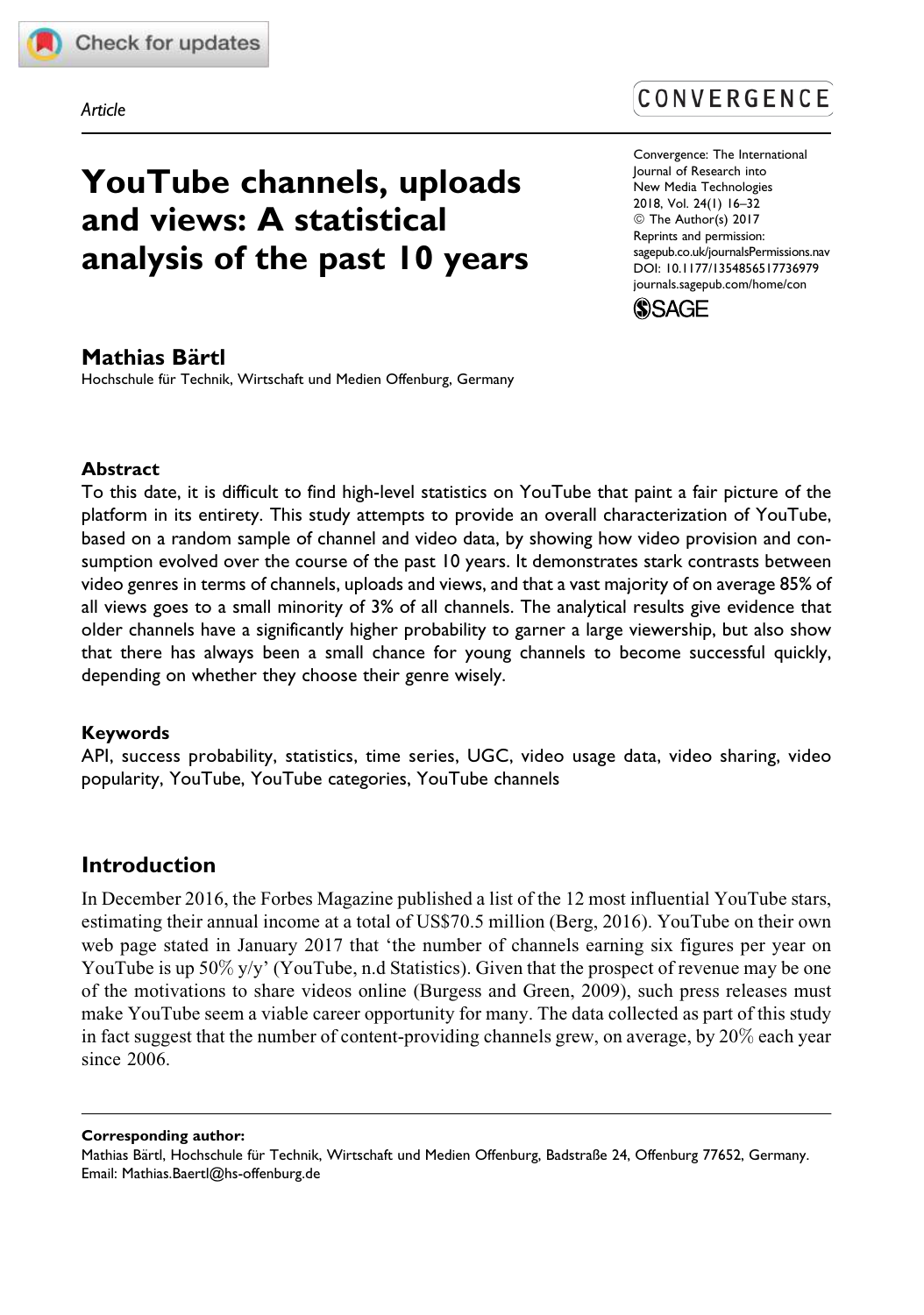Article

# YouTube channels, uploads and views: A statistical analysis of the past 10 years

Convergence: The International Journal of Research into New Media Technologies
2018, Vol. 24(1) 16–32
© The Author(s) 2017
Reprints and permission: sagepub.co.uk/journalsPermissions.nav
DOI: 10.1177/1354856517736979
journals.sagepub.com/home/con

**Mathias Bärtl**
Hochschule für Technik, Wirtschaft und Medien Offenburg, Germany

## Abstract

To this date, it is difficult to find high-level statistics on YouTube that paint a fair picture of the platform in its entirety. This study attempts to provide an overall characterization of YouTube, based on a random sample of channel and video data, by showing how video provision and consumption evolved over the course of the past 10 years. It demonstrates stark contrasts between video genres in terms of channels, uploads and views, and that a vast majority of on average 85% of all views goes to a small minority of 3% of all channels. The analytical results give evidence that older channels have a significantly higher probability to garner a large viewership, but also show that there has always been a small chance for young channels to become successful quickly, depending on whether they choose their genre wisely.

## Keywords

API, success probability, statistics, time series, UGC, video usage data, video sharing, video popularity, YouTube, YouTube categories, YouTube channels

## Introduction

In December 2016, the Forbes Magazine published a list of the 12 most influential YouTube stars, estimating their annual income at a total of US$70.5 million (Berg, 2016). YouTube on their own web page stated in January 2017 that 'the number of channels earning six figures per year on YouTube is up 50% y/y' (YouTube, n.d Statistics). Given that the prospect of revenue may be one of the motivations to share videos online (Burgess and Green, 2009), such press releases must make YouTube seem a viable career opportunity for many. The data collected as part of this study in fact suggest that the number of content-providing channels grew, on average, by 20% each year since 2006.

---

**Corresponding author:**
Mathias Bärtl, Hochschule für Technik, Wirtschaft und Medien Offenburg, Badstraße 24, Offenburg 77652, Germany.
Email: Mathias.Baertl@hs-offenburg.de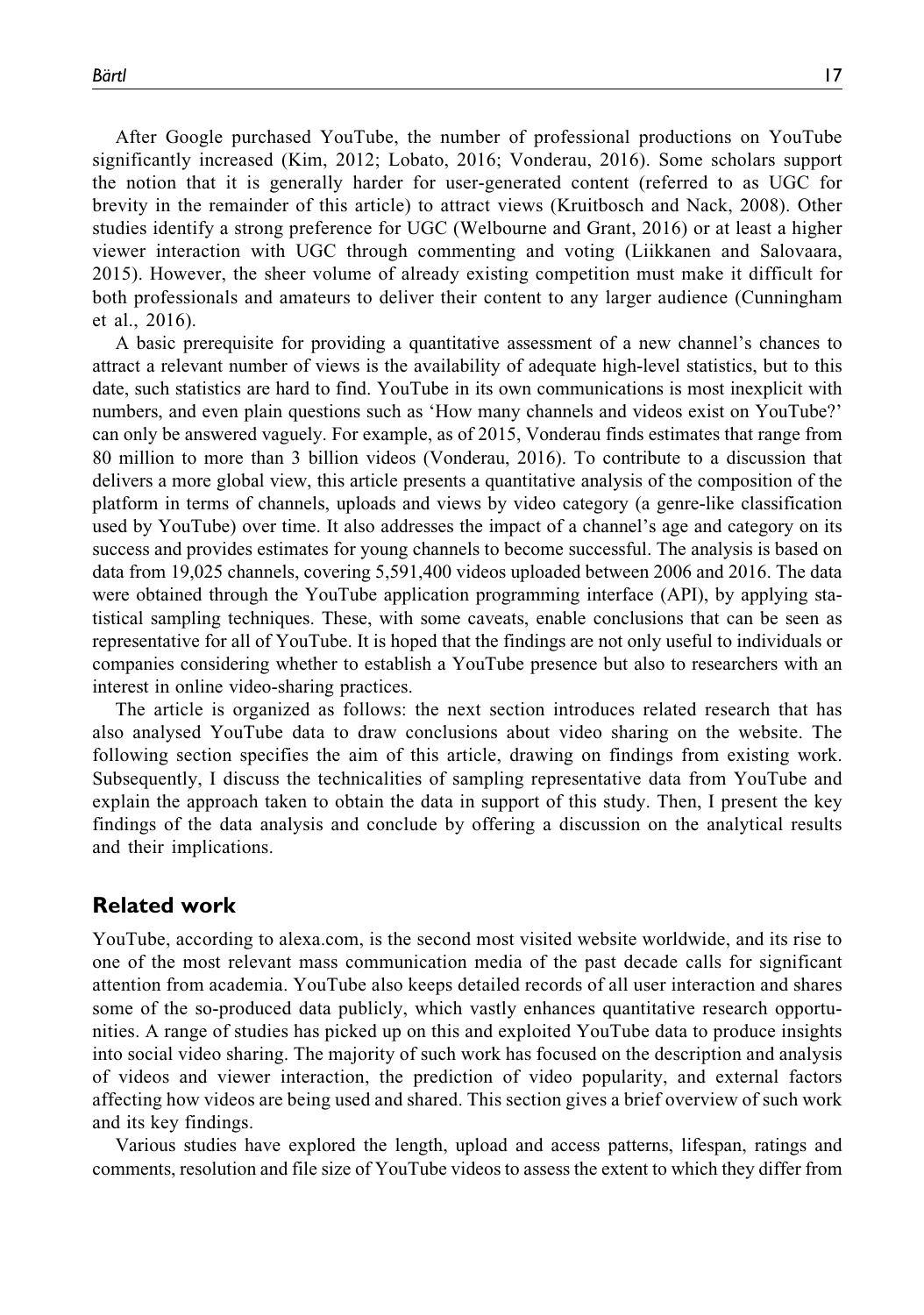After Google purchased YouTube, the number of professional productions on YouTube significantly increased (Kim, 2012; Lobato, 2016; Vonderau, 2016). Some scholars support the notion that it is generally harder for user-generated content (referred to as UGC for brevity in the remainder of this article) to attract views (Kruitbosch and Nack, 2008). Other studies identify a strong preference for UGC (Welbourne and Grant, 2016) or at least a higher viewer interaction with UGC through commenting and voting (Liikkanen and Salovaara, 2015). However, the sheer volume of already existing competition must make it difficult for both professionals and amateurs to deliver their content to any larger audience (Cunningham et al., 2016).

A basic prerequisite for providing a quantitative assessment of a new channel's chances to attract a relevant number of views is the availability of adequate high-level statistics, but to this date, such statistics are hard to find. YouTube in its own communications is most inexplicit with numbers, and even plain questions such as 'How many channels and videos exist on YouTube?' can only be answered vaguely. For example, as of 2015, Vonderau finds estimates that range from 80 million to more than 3 billion videos (Vonderau, 2016). To contribute to a discussion that delivers a more global view, this article presents a quantitative analysis of the composition of the platform in terms of channels, uploads and views by video category (a genre-like classification used by YouTube) over time. It also addresses the impact of a channel's age and category on its success and provides estimates for young channels to become successful. The analysis is based on data from 19,025 channels, covering 5,591,400 videos uploaded between 2006 and 2016. The data were obtained through the YouTube application programming interface (API), by applying statistical sampling techniques. These, with some caveats, enable conclusions that can be seen as representative for all of YouTube. It is hoped that the findings are not only useful to individuals or companies considering whether to establish a YouTube presence but also to researchers with an interest in online video-sharing practices.

The article is organized as follows: the next section introduces related research that has also analysed YouTube data to draw conclusions about video sharing on the website. The following section specifies the aim of this article, drawing on findings from existing work. Subsequently, I discuss the technicalities of sampling representative data from YouTube and explain the approach taken to obtain the data in support of this study. Then, I present the key findings of the data analysis and conclude by offering a discussion on the analytical results and their implications.

## Related work

YouTube, according to alexa.com, is the second most visited website worldwide, and its rise to one of the most relevant mass communication media of the past decade calls for significant attention from academia. YouTube also keeps detailed records of all user interaction and shares some of the so-produced data publicly, which vastly enhances quantitative research opportunities. A range of studies has picked up on this and exploited YouTube data to produce insights into social video sharing. The majority of such work has focused on the description and analysis of videos and viewer interaction, the prediction of video popularity, and external factors affecting how videos are being used and shared. This section gives a brief overview of such work and its key findings.

Various studies have explored the length, upload and access patterns, lifespan, ratings and comments, resolution and file size of YouTube videos to assess the extent to which they differ from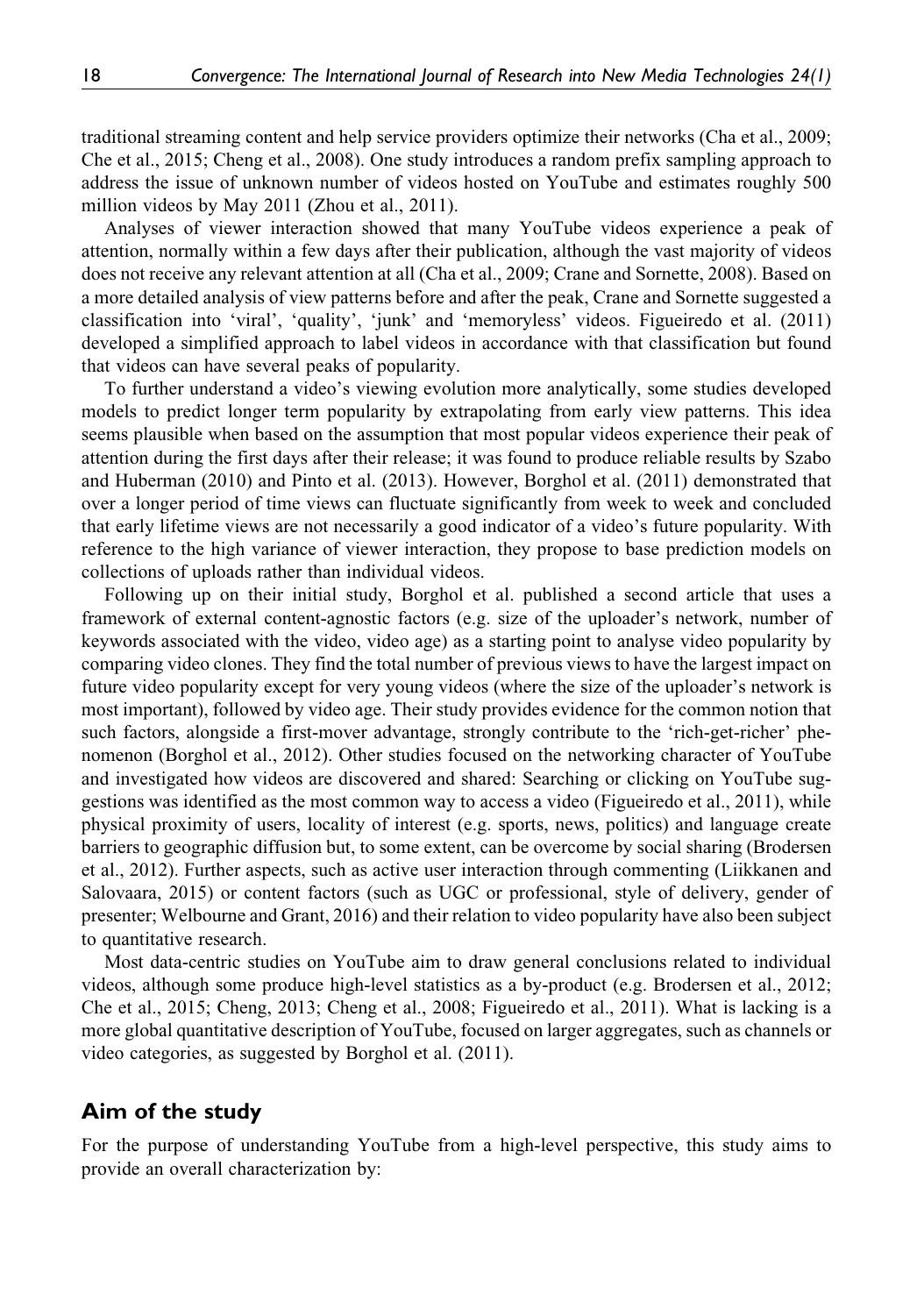traditional streaming content and help service providers optimize their networks (Cha et al., 2009; Che et al., 2015; Cheng et al., 2008). One study introduces a random prefix sampling approach to address the issue of unknown number of videos hosted on YouTube and estimates roughly 500 million videos by May 2011 (Zhou et al., 2011).

Analyses of viewer interaction showed that many YouTube videos experience a peak of attention, normally within a few days after their publication, although the vast majority of videos does not receive any relevant attention at all (Cha et al., 2009; Crane and Sornette, 2008). Based on a more detailed analysis of view patterns before and after the peak, Crane and Sornette suggested a classification into 'viral', 'quality', 'junk' and 'memoryless' videos. Figueiredo et al. (2011) developed a simplified approach to label videos in accordance with that classification but found that videos can have several peaks of popularity.

To further understand a video's viewing evolution more analytically, some studies developed models to predict longer term popularity by extrapolating from early view patterns. This idea seems plausible when based on the assumption that most popular videos experience their peak of attention during the first days after their release; it was found to produce reliable results by Szabo and Huberman (2010) and Pinto et al. (2013). However, Borghol et al. (2011) demonstrated that over a longer period of time views can fluctuate significantly from week to week and concluded that early lifetime views are not necessarily a good indicator of a video's future popularity. With reference to the high variance of viewer interaction, they propose to base prediction models on collections of uploads rather than individual videos.

Following up on their initial study, Borghol et al. published a second article that uses a framework of external content-agnostic factors (e.g. size of the uploader's network, number of keywords associated with the video, video age) as a starting point to analyse video popularity by comparing video clones. They find the total number of previous views to have the largest impact on future video popularity except for very young videos (where the size of the uploader's network is most important), followed by video age. Their study provides evidence for the common notion that such factors, alongside a first-mover advantage, strongly contribute to the 'rich-get-richer' phenomenon (Borghol et al., 2012). Other studies focused on the networking character of YouTube and investigated how videos are discovered and shared: Searching or clicking on YouTube suggestions was identified as the most common way to access a video (Figueiredo et al., 2011), while physical proximity of users, locality of interest (e.g. sports, news, politics) and language create barriers to geographic diffusion but, to some extent, can be overcome by social sharing (Brodersen et al., 2012). Further aspects, such as active user interaction through commenting (Liikkanen and Salovaara, 2015) or content factors (such as UGC or professional, style of delivery, gender of presenter; Welbourne and Grant, 2016) and their relation to video popularity have also been subject to quantitative research.

Most data-centric studies on YouTube aim to draw general conclusions related to individual videos, although some produce high-level statistics as a by-product (e.g. Brodersen et al., 2012; Che et al., 2015; Cheng, 2013; Cheng et al., 2008; Figueiredo et al., 2011). What is lacking is a more global quantitative description of YouTube, focused on larger aggregates, such as channels or video categories, as suggested by Borghol et al. (2011).

## Aim of the study

For the purpose of understanding YouTube from a high-level perspective, this study aims to provide an overall characterization by: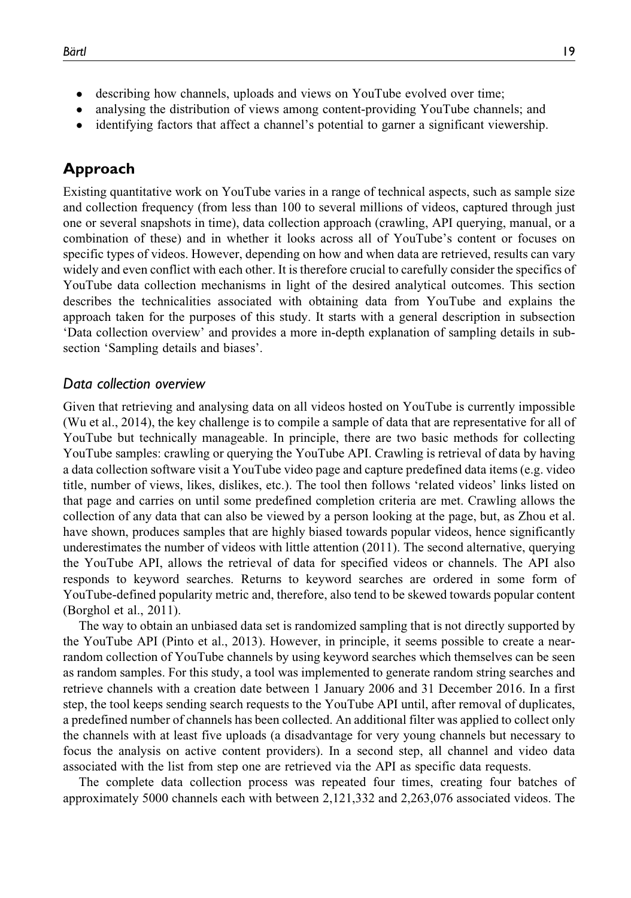- describing how channels, uploads and views on YouTube evolved over time;
- analysing the distribution of views among content-providing YouTube channels; and
- identifying factors that affect a channel's potential to garner a significant viewership.

## Approach

Existing quantitative work on YouTube varies in a range of technical aspects, such as sample size and collection frequency (from less than 100 to several millions of videos, captured through just one or several snapshots in time), data collection approach (crawling, API querying, manual, or a combination of these) and in whether it looks across all of YouTube's content or focuses on specific types of videos. However, depending on how and when data are retrieved, results can vary widely and even conflict with each other. It is therefore crucial to carefully consider the specifics of YouTube data collection mechanisms in light of the desired analytical outcomes. This section describes the technicalities associated with obtaining data from YouTube and explains the approach taken for the purposes of this study. It starts with a general description in subsection 'Data collection overview' and provides a more in-depth explanation of sampling details in subsection 'Sampling details and biases'.

### *Data collection overview*

Given that retrieving and analysing data on all videos hosted on YouTube is currently impossible (Wu et al., 2014), the key challenge is to compile a sample of data that are representative for all of YouTube but technically manageable. In principle, there are two basic methods for collecting YouTube samples: crawling or querying the YouTube API. Crawling is retrieval of data by having a data collection software visit a YouTube video page and capture predefined data items (e.g. video title, number of views, likes, dislikes, etc.). The tool then follows 'related videos' links listed on that page and carries on until some predefined completion criteria are met. Crawling allows the collection of any data that can also be viewed by a person looking at the page, but, as Zhou et al. have shown, produces samples that are highly biased towards popular videos, hence significantly underestimates the number of videos with little attention (2011). The second alternative, querying the YouTube API, allows the retrieval of data for specified videos or channels. The API also responds to keyword searches. Returns to keyword searches are ordered in some form of YouTube-defined popularity metric and, therefore, also tend to be skewed towards popular content (Borghol et al., 2011).

The way to obtain an unbiased data set is randomized sampling that is not directly supported by the YouTube API (Pinto et al., 2013). However, in principle, it seems possible to create a near-random collection of YouTube channels by using keyword searches which themselves can be seen as random samples. For this study, a tool was implemented to generate random string searches and retrieve channels with a creation date between 1 January 2006 and 31 December 2016. In a first step, the tool keeps sending search requests to the YouTube API until, after removal of duplicates, a predefined number of channels has been collected. An additional filter was applied to collect only the channels with at least five uploads (a disadvantage for very young channels but necessary to focus the analysis on active content providers). In a second step, all channel and video data associated with the list from step one are retrieved via the API as specific data requests.

The complete data collection process was repeated four times, creating four batches of approximately 5000 channels each with between 2,121,332 and 2,263,076 associated videos. The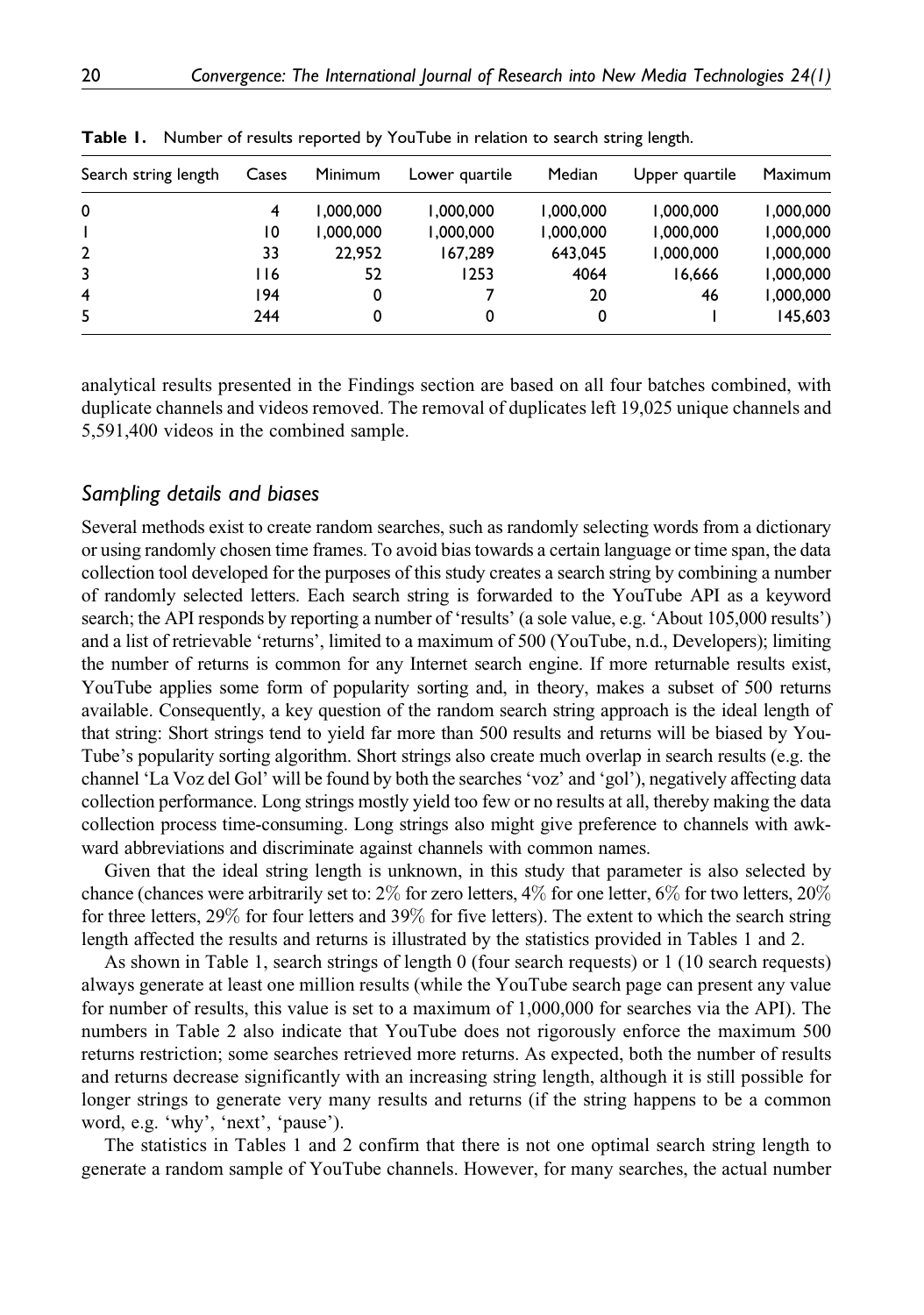**Table 1.** Number of results reported by YouTube in relation to search string length.

| Search string length | Cases | Minimum | Lower quartile | Median | Upper quartile | Maximum |
|---|---|---|---|---|---|---|
| 0 | 4 | 1,000,000 | 1,000,000 | 1,000,000 | 1,000,000 | 1,000,000 |
| 1 | 10 | 1,000,000 | 1,000,000 | 1,000,000 | 1,000,000 | 1,000,000 |
| 2 | 33 | 22,952 | 167,289 | 643,045 | 1,000,000 | 1,000,000 |
| 3 | 116 | 52 | 1253 | 4064 | 16,666 | 1,000,000 |
| 4 | 194 | 0 | 7 | 20 | 46 | 1,000,000 |
| 5 | 244 | 0 | 0 | 0 | 1 | 145,603 |

analytical results presented in the Findings section are based on all four batches combined, with duplicate channels and videos removed. The removal of duplicates left 19,025 unique channels and 5,591,400 videos in the combined sample.

### *Sampling details and biases*

Several methods exist to create random searches, such as randomly selecting words from a dictionary or using randomly chosen time frames. To avoid bias towards a certain language or time span, the data collection tool developed for the purposes of this study creates a search string by combining a number of randomly selected letters. Each search string is forwarded to the YouTube API as a keyword search; the API responds by reporting a number of 'results' (a sole value, e.g. 'About 105,000 results') and a list of retrievable 'returns', limited to a maximum of 500 (YouTube, n.d., Developers); limiting the number of returns is common for any Internet search engine. If more returnable results exist, YouTube applies some form of popularity sorting and, in theory, makes a subset of 500 returns available. Consequently, a key question of the random search string approach is the ideal length of that string: Short strings tend to yield far more than 500 results and returns will be biased by YouTube's popularity sorting algorithm. Short strings also create much overlap in search results (e.g. the channel 'La Voz del Gol' will be found by both the searches 'voz' and 'gol'), negatively affecting data collection performance. Long strings mostly yield too few or no results at all, thereby making the data collection process time-consuming. Long strings also might give preference to channels with awkward abbreviations and discriminate against channels with common names.

Given that the ideal string length is unknown, in this study that parameter is also selected by chance (chances were arbitrarily set to: 2% for zero letters, 4% for one letter, 6% for two letters, 20% for three letters, 29% for four letters and 39% for five letters). The extent to which the search string length affected the results and returns is illustrated by the statistics provided in Tables 1 and 2.

As shown in Table 1, search strings of length 0 (four search requests) or 1 (10 search requests) always generate at least one million results (while the YouTube search page can present any value for number of results, this value is set to a maximum of 1,000,000 for searches via the API). The numbers in Table 2 also indicate that YouTube does not rigorously enforce the maximum 500 returns restriction; some searches retrieved more returns. As expected, both the number of results and returns decrease significantly with an increasing string length, although it is still possible for longer strings to generate very many results and returns (if the string happens to be a common word, e.g. 'why', 'next', 'pause').

The statistics in Tables 1 and 2 confirm that there is not one optimal search string length to generate a random sample of YouTube channels. However, for many searches, the actual number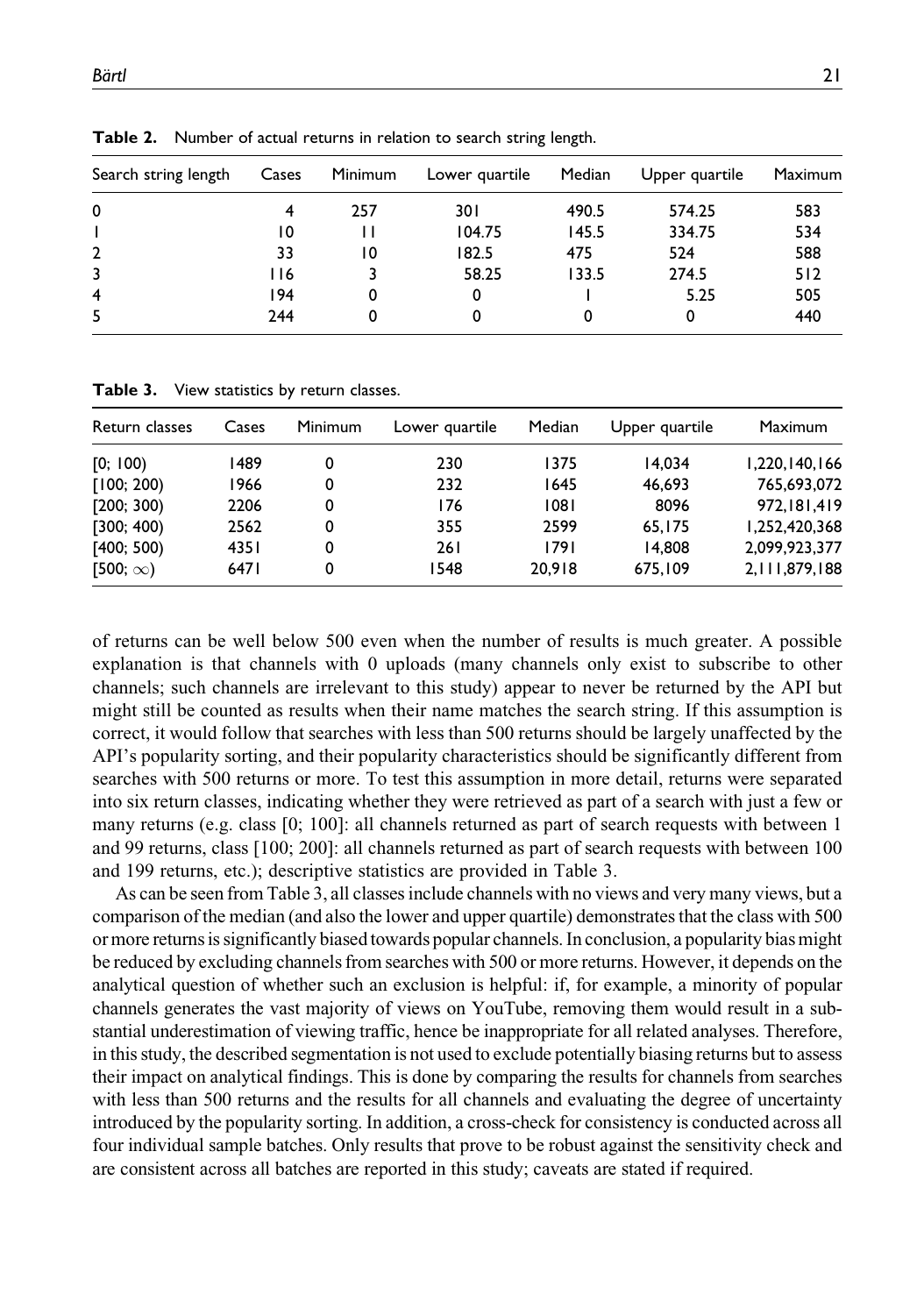**Table 2.** Number of actual returns in relation to search string length.

| Search string length | Cases | Minimum | Lower quartile | Median | Upper quartile | Maximum |
|---|---|---|---|---|---|---|
| 0 | 4 | 257 | 301 | 490.5 | 574.25 | 583 |
| 1 | 10 | 11 | 104.75 | 145.5 | 334.75 | 534 |
| 2 | 33 | 10 | 182.5 | 475 | 524 | 588 |
| 3 | 116 | 3 | 58.25 | 133.5 | 274.5 | 512 |
| 4 | 194 | 0 | 0 | 1 | 5.25 | 505 |
| 5 | 244 | 0 | 0 | 0 | 0 | 440 |

**Table 3.** View statistics by return classes.

| Return classes | Cases | Minimum | Lower quartile | Median | Upper quartile | Maximum |
|---|---|---|---|---|---|---|
| [0; 100) | 1489 | 0 | 230 | 1375 | 14,034 | 1,220,140,166 |
| [100; 200) | 1966 | 0 | 232 | 1645 | 46,693 | 765,693,072 |
| [200; 300) | 2206 | 0 | 176 | 1081 | 8096 | 972,181,419 |
| [300; 400) | 2562 | 0 | 355 | 2599 | 65,175 | 1,252,420,368 |
| [400; 500) | 4351 | 0 | 261 | 1791 | 14,808 | 2,099,923,377 |
| [500; $\infty$) | 6471 | 0 | 1548 | 20,918 | 675,109 | 2,111,879,188 |

of returns can be well below 500 even when the number of results is much greater. A possible explanation is that channels with 0 uploads (many channels only exist to subscribe to other channels; such channels are irrelevant to this study) appear to never be returned by the API but might still be counted as results when their name matches the search string. If this assumption is correct, it would follow that searches with less than 500 returns should be largely unaffected by the API's popularity sorting, and their popularity characteristics should be significantly different from searches with 500 returns or more. To test this assumption in more detail, returns were separated into six return classes, indicating whether they were retrieved as part of a search with just a few or many returns (e.g. class [0; 100]: all channels returned as part of search requests with between 1 and 99 returns, class [100; 200]: all channels returned as part of search requests with between 100 and 199 returns, etc.); descriptive statistics are provided in Table 3.

As can be seen from Table 3, all classes include channels with no views and very many views, but a comparison of the median (and also the lower and upper quartile) demonstrates that the class with 500 or more returns is significantly biased towards popular channels. In conclusion, a popularity bias might be reduced by excluding channels from searches with 500 or more returns. However, it depends on the analytical question of whether such an exclusion is helpful: if, for example, a minority of popular channels generates the vast majority of views on YouTube, removing them would result in a substantial underestimation of viewing traffic, hence be inappropriate for all related analyses. Therefore, in this study, the described segmentation is not used to exclude potentially biasing returns but to assess their impact on analytical findings. This is done by comparing the results for channels from searches with less than 500 returns and the results for all channels and evaluating the degree of uncertainty introduced by the popularity sorting. In addition, a cross-check for consistency is conducted across all four individual sample batches. Only results that prove to be robust against the sensitivity check and are consistent across all batches are reported in this study; caveats are stated if required.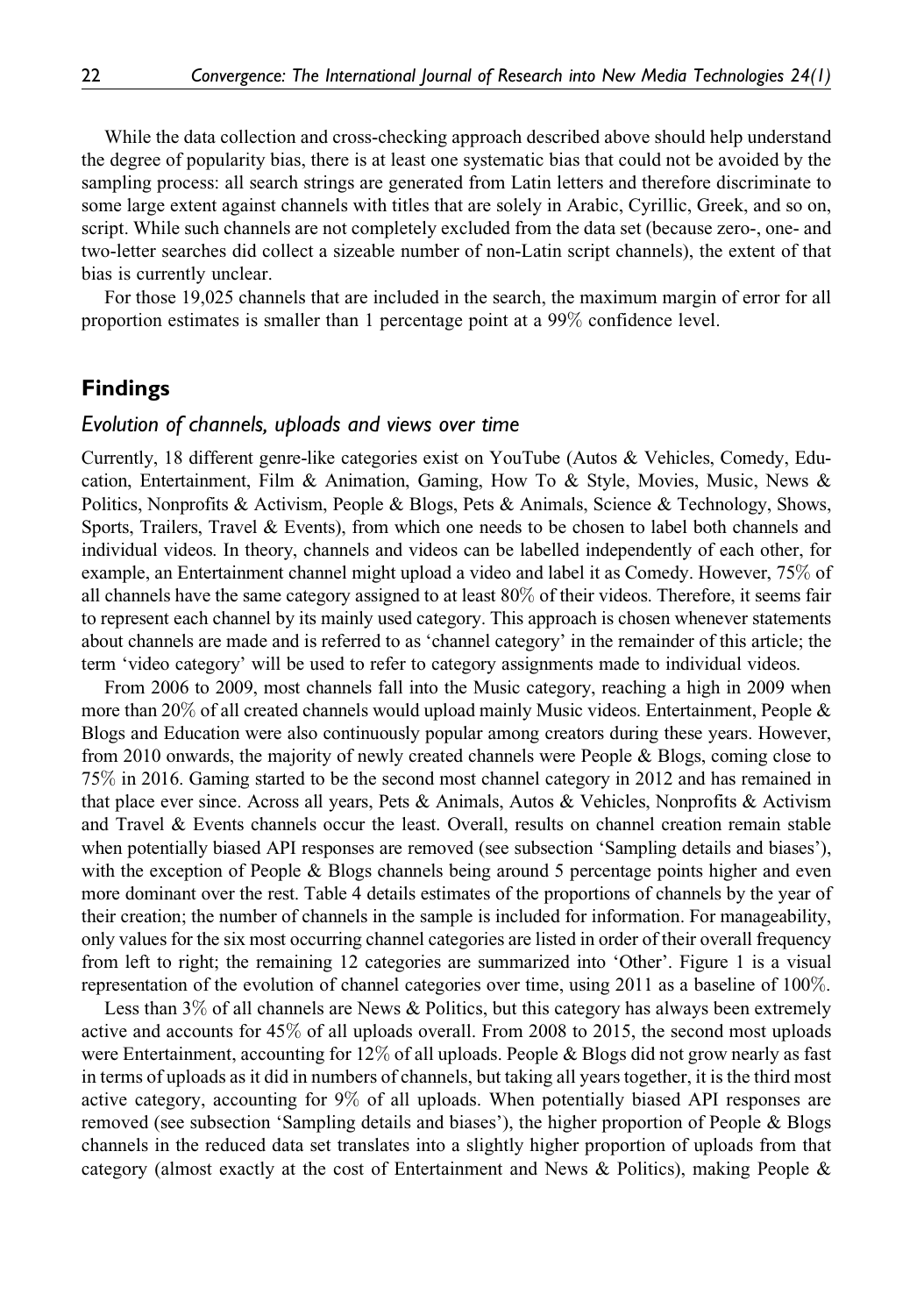While the data collection and cross-checking approach described above should help understand the degree of popularity bias, there is at least one systematic bias that could not be avoided by the sampling process: all search strings are generated from Latin letters and therefore discriminate to some large extent against channels with titles that are solely in Arabic, Cyrillic, Greek, and so on, script. While such channels are not completely excluded from the data set (because zero-, one- and two-letter searches did collect a sizeable number of non-Latin script channels), the extent of that bias is currently unclear.

For those 19,025 channels that are included in the search, the maximum margin of error for all proportion estimates is smaller than 1 percentage point at a 99% confidence level.

## Findings

### *Evolution of channels, uploads and views over time*

Currently, 18 different genre-like categories exist on YouTube (Autos & Vehicles, Comedy, Education, Entertainment, Film & Animation, Gaming, How To & Style, Movies, Music, News & Politics, Nonprofits & Activism, People & Blogs, Pets & Animals, Science & Technology, Shows, Sports, Trailers, Travel & Events), from which one needs to be chosen to label both channels and individual videos. In theory, channels and videos can be labelled independently of each other, for example, an Entertainment channel might upload a video and label it as Comedy. However, 75% of all channels have the same category assigned to at least 80% of their videos. Therefore, it seems fair to represent each channel by its mainly used category. This approach is chosen whenever statements about channels are made and is referred to as 'channel category' in the remainder of this article; the term 'video category' will be used to refer to category assignments made to individual videos.

From 2006 to 2009, most channels fall into the Music category, reaching a high in 2009 when more than 20% of all created channels would upload mainly Music videos. Entertainment, People & Blogs and Education were also continuously popular among creators during these years. However, from 2010 onwards, the majority of newly created channels were People & Blogs, coming close to 75% in 2016. Gaming started to be the second most channel category in 2012 and has remained in that place ever since. Across all years, Pets & Animals, Autos & Vehicles, Nonprofits & Activism and Travel & Events channels occur the least. Overall, results on channel creation remain stable when potentially biased API responses are removed (see subsection 'Sampling details and biases'), with the exception of People & Blogs channels being around 5 percentage points higher and even more dominant over the rest. Table 4 details estimates of the proportions of channels by the year of their creation; the number of channels in the sample is included for information. For manageability, only values for the six most occurring channel categories are listed in order of their overall frequency from left to right; the remaining 12 categories are summarized into 'Other'. Figure 1 is a visual representation of the evolution of channel categories over time, using 2011 as a baseline of 100%.

Less than 3% of all channels are News & Politics, but this category has always been extremely active and accounts for 45% of all uploads overall. From 2008 to 2015, the second most uploads were Entertainment, accounting for 12% of all uploads. People & Blogs did not grow nearly as fast in terms of uploads as it did in numbers of channels, but taking all years together, it is the third most active category, accounting for 9% of all uploads. When potentially biased API responses are removed (see subsection 'Sampling details and biases'), the higher proportion of People & Blogs channels in the reduced data set translates into a slightly higher proportion of uploads from that category (almost exactly at the cost of Entertainment and News & Politics), making People &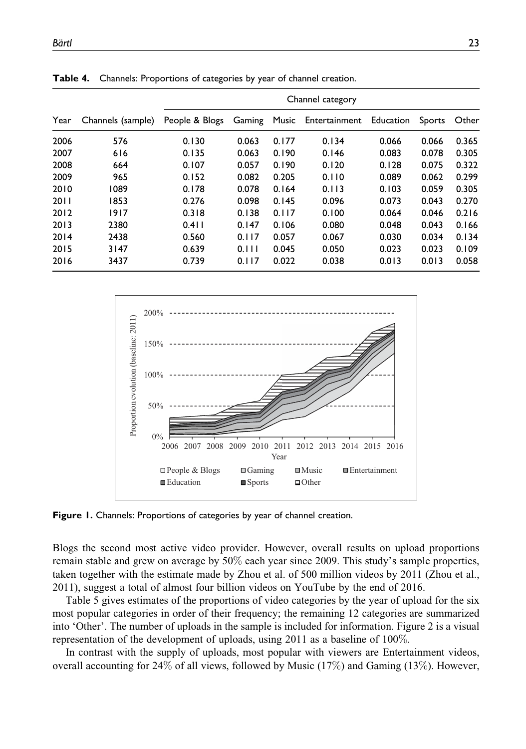**Table 4.** Channels: Proportions of categories by year of channel creation.

| Year | Channels (sample) | Channel category | | | | | | |
|---|---|---|---|---|---|---|---|---|
| | | People & Blogs | Gaming | Music | Entertainment | Education | Sports | Other |
| 2006 | 576 | 0.130 | 0.063 | 0.177 | 0.134 | 0.066 | 0.066 | 0.365 |
| 2007 | 616 | 0.135 | 0.063 | 0.190 | 0.146 | 0.083 | 0.078 | 0.305 |
| 2008 | 664 | 0.107 | 0.057 | 0.190 | 0.120 | 0.128 | 0.075 | 0.322 |
| 2009 | 965 | 0.152 | 0.082 | 0.205 | 0.110 | 0.089 | 0.062 | 0.299 |
| 2010 | 1089 | 0.178 | 0.078 | 0.164 | 0.113 | 0.103 | 0.059 | 0.305 |
| 2011 | 1853 | 0.276 | 0.098 | 0.145 | 0.096 | 0.073 | 0.043 | 0.270 |
| 2012 | 1917 | 0.318 | 0.138 | 0.117 | 0.100 | 0.064 | 0.046 | 0.216 |
| 2013 | 2380 | 0.411 | 0.147 | 0.106 | 0.080 | 0.048 | 0.043 | 0.166 |
| 2014 | 2438 | 0.560 | 0.117 | 0.057 | 0.067 | 0.030 | 0.034 | 0.134 |
| 2015 | 3147 | 0.639 | 0.111 | 0.045 | 0.050 | 0.023 | 0.023 | 0.109 |
| 2016 | 3437 | 0.739 | 0.117 | 0.022 | 0.038 | 0.013 | 0.013 | 0.058 |

**Figure 1.** Channels: Proportions of categories by year of channel creation.

Blogs the second most active video provider. However, overall results on upload proportions remain stable and grew on average by 50% each year since 2009. This study's sample properties, taken together with the estimate made by Zhou et al. of 500 million videos by 2011 (Zhou et al., 2011), suggest a total of almost four billion videos on YouTube by the end of 2016.

Table 5 gives estimates of the proportions of video categories by the year of upload for the six most popular categories in order of their frequency; the remaining 12 categories are summarized into 'Other'. The number of uploads in the sample is included for information. Figure 2 is a visual representation of the development of uploads, using 2011 as a baseline of 100%.

In contrast with the supply of uploads, most popular with viewers are Entertainment videos, overall accounting for 24% of all views, followed by Music (17%) and Gaming (13%). However,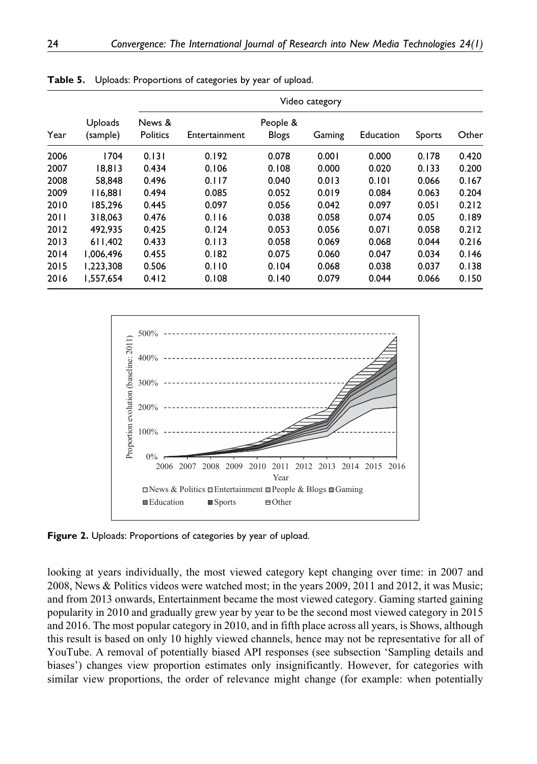**Table 5.** Uploads: Proportions of categories by year of upload.

| Year | Uploads (sample) | Video category | | | | | | |
|---|---|---|---|---|---|---|---|---|
| | | News & Politics | Entertainment | People & Blogs | Gaming | Education | Sports | Other |
| 2006 | 1704 | 0.131 | 0.192 | 0.078 | 0.001 | 0.000 | 0.178 | 0.420 |
| 2007 | 18,813 | 0.434 | 0.106 | 0.108 | 0.000 | 0.020 | 0.133 | 0.200 |
| 2008 | 58,848 | 0.496 | 0.117 | 0.040 | 0.013 | 0.101 | 0.066 | 0.167 |
| 2009 | 116,881 | 0.494 | 0.085 | 0.052 | 0.019 | 0.084 | 0.063 | 0.204 |
| 2010 | 185,296 | 0.445 | 0.097 | 0.056 | 0.042 | 0.097 | 0.051 | 0.212 |
| 2011 | 318,063 | 0.476 | 0.116 | 0.038 | 0.058 | 0.074 | 0.05 | 0.189 |
| 2012 | 492,935 | 0.425 | 0.124 | 0.053 | 0.056 | 0.071 | 0.058 | 0.212 |
| 2013 | 611,402 | 0.433 | 0.113 | 0.058 | 0.069 | 0.068 | 0.044 | 0.216 |
| 2014 | 1,006,496 | 0.455 | 0.182 | 0.075 | 0.060 | 0.047 | 0.034 | 0.146 |
| 2015 | 1,223,308 | 0.506 | 0.110 | 0.104 | 0.068 | 0.038 | 0.037 | 0.138 |
| 2016 | 1,557,654 | 0.412 | 0.108 | 0.140 | 0.079 | 0.044 | 0.066 | 0.150 |

**Figure 2.** Uploads: Proportions of categories by year of upload.

looking at years individually, the most viewed category kept changing over time: in 2007 and 2008, News & Politics videos were watched most; in the years 2009, 2011 and 2012, it was Music; and from 2013 onwards, Entertainment became the most viewed category. Gaming started gaining popularity in 2010 and gradually grew year by year to be the second most viewed category in 2015 and 2016. The most popular category in 2010, and in fifth place across all years, is Shows, although this result is based on only 10 highly viewed channels, hence may not be representative for all of YouTube. A removal of potentially biased API responses (see subsection 'Sampling details and biases') changes view proportion estimates only insignificantly. However, for categories with similar view proportions, the order of relevance might change (for example: when potentially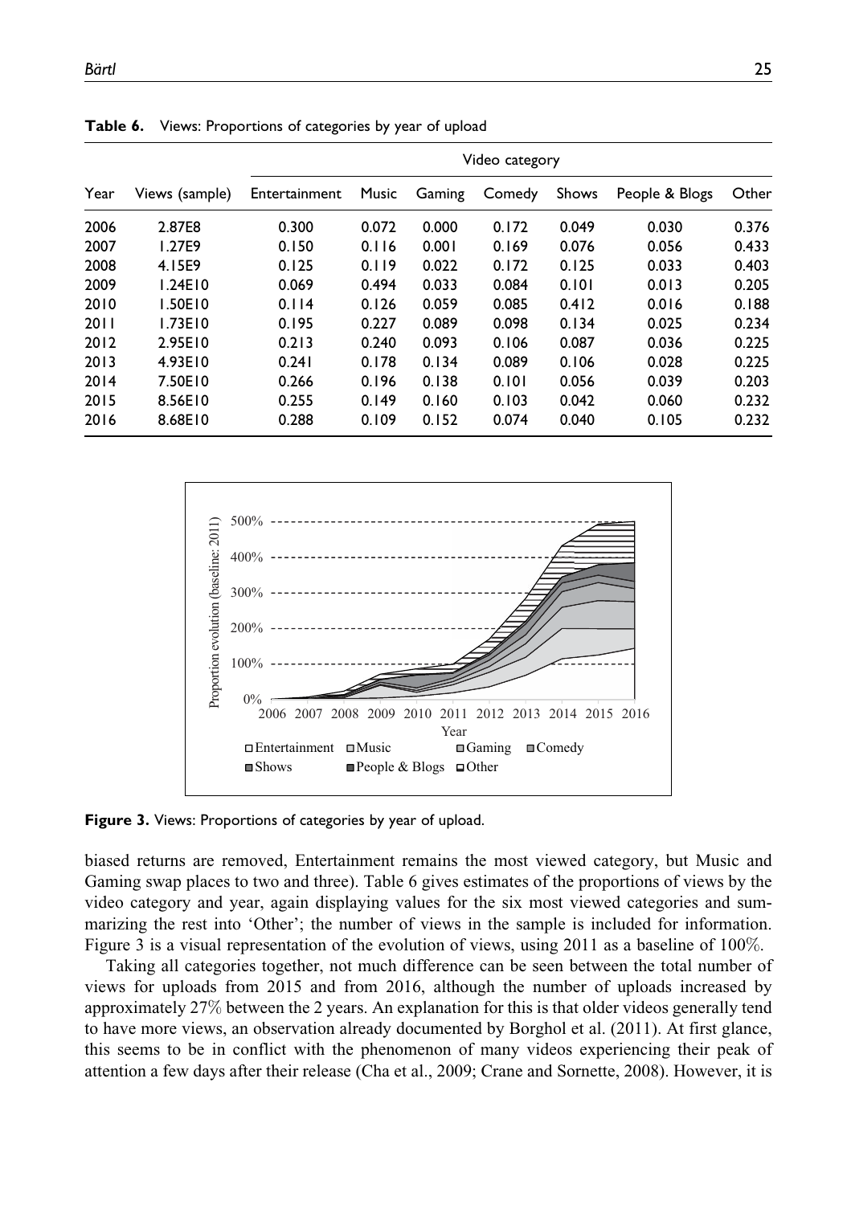**Table 6.** Views: Proportions of categories by year of upload

| Year | Views (sample) | Video category | | | | | | |
|---|---|---|---|---|---|---|---|---|
| | | Entertainment | Music | Gaming | Comedy | Shows | People & Blogs | Other |
| 2006 | 2.87E8 | 0.300 | 0.072 | 0.000 | 0.172 | 0.049 | 0.030 | 0.376 |
| 2007 | 1.27E9 | 0.150 | 0.116 | 0.001 | 0.169 | 0.076 | 0.056 | 0.433 |
| 2008 | 4.15E9 | 0.125 | 0.119 | 0.022 | 0.172 | 0.125 | 0.033 | 0.403 |
| 2009 | 1.24E10 | 0.069 | 0.494 | 0.033 | 0.084 | 0.101 | 0.013 | 0.205 |
| 2010 | 1.50E10 | 0.114 | 0.126 | 0.059 | 0.085 | 0.412 | 0.016 | 0.188 |
| 2011 | 1.73E10 | 0.195 | 0.227 | 0.089 | 0.098 | 0.134 | 0.025 | 0.234 |
| 2012 | 2.95E10 | 0.213 | 0.240 | 0.093 | 0.106 | 0.087 | 0.036 | 0.225 |
| 2013 | 4.93E10 | 0.241 | 0.178 | 0.134 | 0.089 | 0.106 | 0.028 | 0.225 |
| 2014 | 7.50E10 | 0.266 | 0.196 | 0.138 | 0.101 | 0.056 | 0.039 | 0.203 |
| 2015 | 8.56E10 | 0.255 | 0.149 | 0.160 | 0.103 | 0.042 | 0.060 | 0.232 |
| 2016 | 8.68E10 | 0.288 | 0.109 | 0.152 | 0.074 | 0.040 | 0.105 | 0.232 |

**Figure 3.** Views: Proportions of categories by year of upload.

biased returns are removed, Entertainment remains the most viewed category, but Music and Gaming swap places to two and three). Table 6 gives estimates of the proportions of views by the video category and year, again displaying values for the six most viewed categories and summarizing the rest into 'Other'; the number of views in the sample is included for information. Figure 3 is a visual representation of the evolution of views, using 2011 as a baseline of 100%.

Taking all categories together, not much difference can be seen between the total number of views for uploads from 2015 and from 2016, although the number of uploads increased by approximately 27% between the 2 years. An explanation for this is that older videos generally tend to have more views, an observation already documented by Borghol et al. (2011). At first glance, this seems to be in conflict with the phenomenon of many videos experiencing their peak of attention a few days after their release (Cha et al., 2009; Crane and Sornette, 2008). However, it is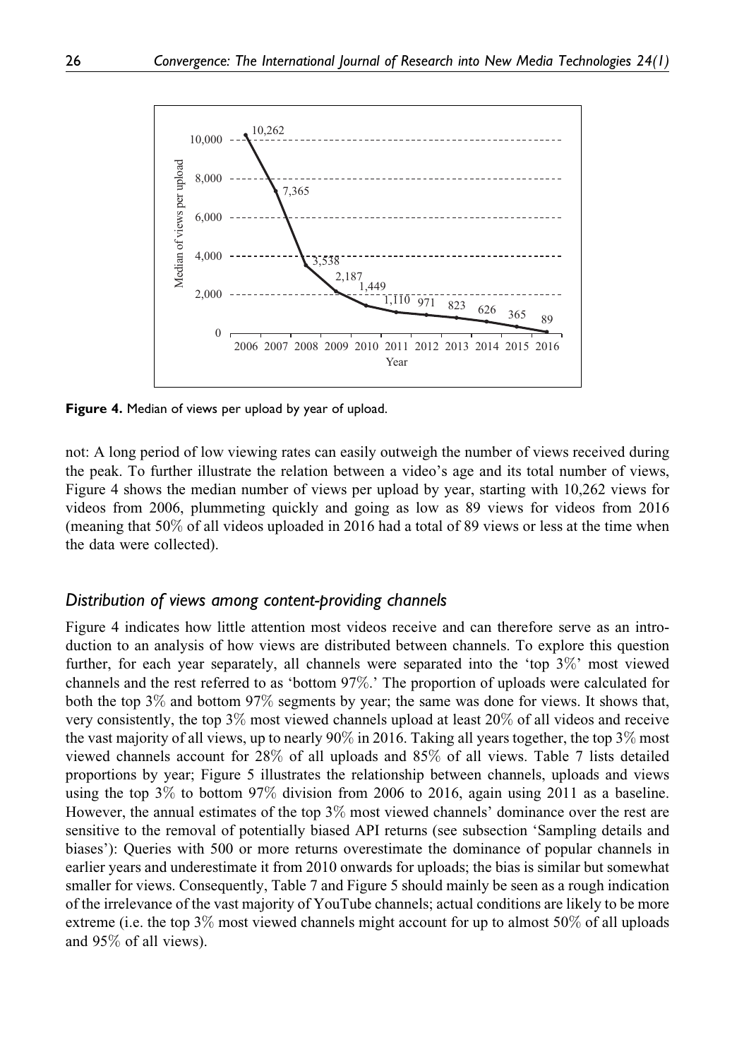**Figure 4.** Median of views per upload by year of upload.

not: A long period of low viewing rates can easily outweigh the number of views received during the peak. To further illustrate the relation between a video's age and its total number of views, Figure 4 shows the median number of views per upload by year, starting with 10,262 views for videos from 2006, plummeting quickly and going as low as 89 views for videos from 2016 (meaning that 50% of all videos uploaded in 2016 had a total of 89 views or less at the time when the data were collected).

### *Distribution of views among content-providing channels*

Figure 4 indicates how little attention most videos receive and can therefore serve as an introduction to an analysis of how views are distributed between channels. To explore this question further, for each year separately, all channels were separated into the 'top 3%' most viewed channels and the rest referred to as 'bottom 97%.' The proportion of uploads were calculated for both the top 3% and bottom 97% segments by year; the same was done for views. It shows that, very consistently, the top 3% most viewed channels upload at least 20% of all videos and receive the vast majority of all views, up to nearly 90% in 2016. Taking all years together, the top 3% most viewed channels account for 28% of all uploads and 85% of all views. Table 7 lists detailed proportions by year; Figure 5 illustrates the relationship between channels, uploads and views using the top 3% to bottom 97% division from 2006 to 2016, again using 2011 as a baseline. However, the annual estimates of the top 3% most viewed channels' dominance over the rest are sensitive to the removal of potentially biased API returns (see subsection 'Sampling details and biases'): Queries with 500 or more returns overestimate the dominance of popular channels in earlier years and underestimate it from 2010 onwards for uploads; the bias is similar but somewhat smaller for views. Consequently, Table 7 and Figure 5 should mainly be seen as a rough indication of the irrelevance of the vast majority of YouTube channels; actual conditions are likely to be more extreme (i.e. the top 3% most viewed channels might account for up to almost 50% of all uploads and 95% of all views).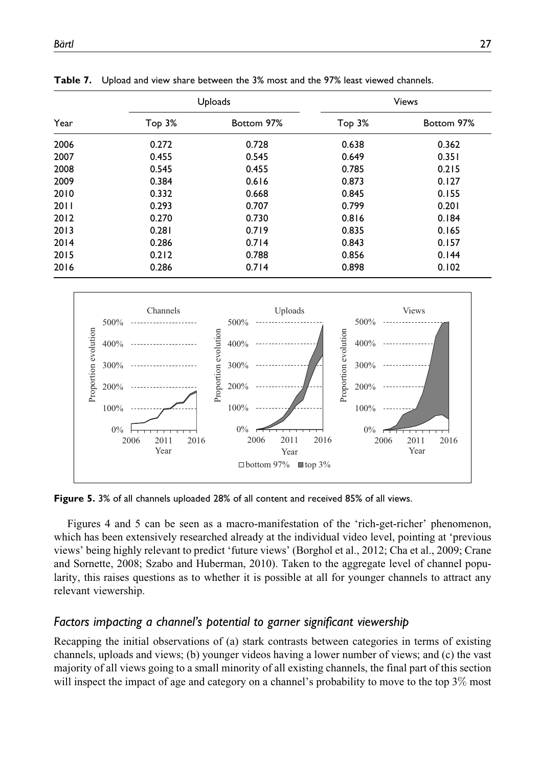**Table 7.** Upload and view share between the 3% most and the 97% least viewed channels.

| Year | Uploads | | Views | |
|---|---|---|---|---|
| | Top 3% | Bottom 97% | Top 3% | Bottom 97% |
| 2006 | 0.272 | 0.728 | 0.638 | 0.362 |
| 2007 | 0.455 | 0.545 | 0.649 | 0.351 |
| 2008 | 0.545 | 0.455 | 0.785 | 0.215 |
| 2009 | 0.384 | 0.616 | 0.873 | 0.127 |
| 2010 | 0.332 | 0.668 | 0.845 | 0.155 |
| 2011 | 0.293 | 0.707 | 0.799 | 0.201 |
| 2012 | 0.270 | 0.730 | 0.816 | 0.184 |
| 2013 | 0.281 | 0.719 | 0.835 | 0.165 |
| 2014 | 0.286 | 0.714 | 0.843 | 0.157 |
| 2015 | 0.212 | 0.788 | 0.856 | 0.144 |
| 2016 | 0.286 | 0.714 | 0.898 | 0.102 |

**Figure 5.** 3% of all channels uploaded 28% of all content and received 85% of all views.

Figures 4 and 5 can be seen as a macro-manifestation of the 'rich-get-richer' phenomenon, which has been extensively researched already at the individual video level, pointing at 'previous views' being highly relevant to predict 'future views' (Borghol et al., 2012; Cha et al., 2009; Crane and Sornette, 2008; Szabo and Huberman, 2010). Taken to the aggregate level of channel popularity, this raises questions as to whether it is possible at all for younger channels to attract any relevant viewership.

### *Factors impacting a channel's potential to garner significant viewership*

Recapping the initial observations of (a) stark contrasts between categories in terms of existing channels, uploads and views; (b) younger videos having a lower number of views; and (c) the vast majority of all views going to a small minority of all existing channels, the final part of this section will inspect the impact of age and category on a channel's probability to move to the top 3% most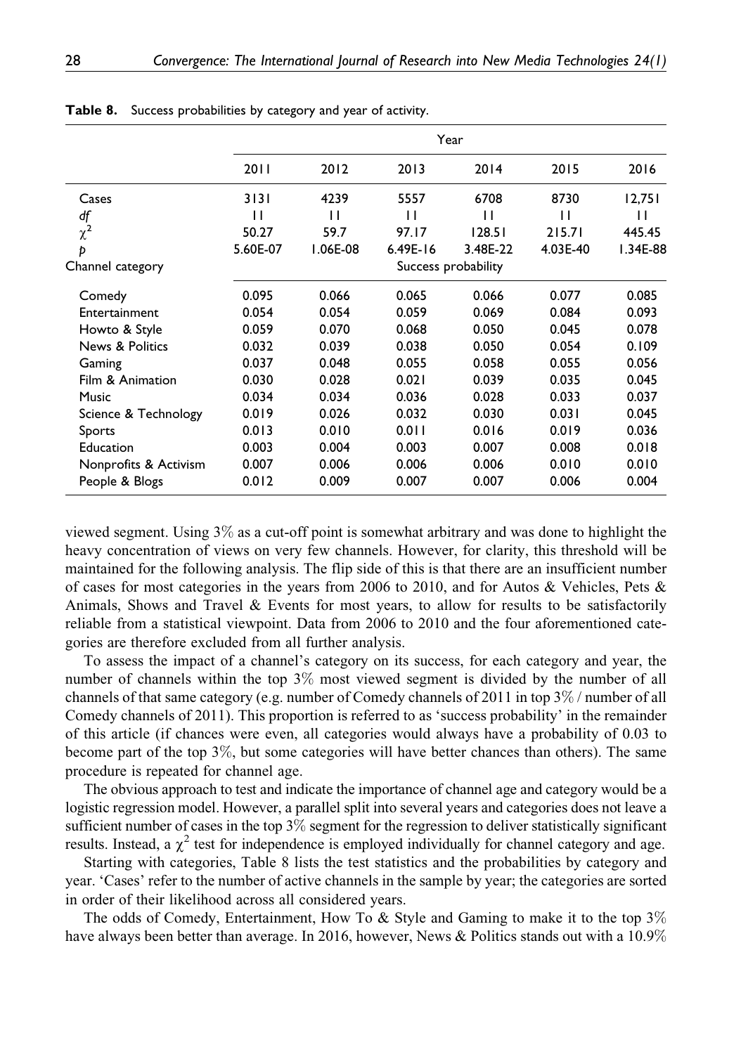**Table 8.** Success probabilities by category and year of activity.

| | Year | | | | | |
|---|---|---|---|---|---|---|
| | 2011 | 2012 | 2013 | 2014 | 2015 | 2016 |
| Cases | 3131 | 4239 | 5557 | 6708 | 8730 | 12,751 |
| *df* | 11 | 11 | 11 | 11 | 11 | 11 |
| $\chi^2$ | 50.27 | 59.7 | 97.17 | 128.51 | 215.71 | 445.45 |
| *p* | 5.60E-07 | 1.06E-08 | 6.49E-16 | 3.48E-22 | 4.03E-40 | 1.34E-88 |
| Channel category | Success probability | | | | | |
| Comedy | 0.095 | 0.066 | 0.065 | 0.066 | 0.077 | 0.085 |
| Entertainment | 0.054 | 0.054 | 0.059 | 0.069 | 0.084 | 0.093 |
| Howto & Style | 0.059 | 0.070 | 0.068 | 0.050 | 0.045 | 0.078 |
| News & Politics | 0.032 | 0.039 | 0.038 | 0.050 | 0.054 | 0.109 |
| Gaming | 0.037 | 0.048 | 0.055 | 0.058 | 0.055 | 0.056 |
| Film & Animation | 0.030 | 0.028 | 0.021 | 0.039 | 0.035 | 0.045 |
| Music | 0.034 | 0.034 | 0.036 | 0.028 | 0.033 | 0.037 |
| Science & Technology | 0.019 | 0.026 | 0.032 | 0.030 | 0.031 | 0.045 |
| Sports | 0.013 | 0.010 | 0.011 | 0.016 | 0.019 | 0.036 |
| Education | 0.003 | 0.004 | 0.003 | 0.007 | 0.008 | 0.018 |
| Nonprofits & Activism | 0.007 | 0.006 | 0.006 | 0.006 | 0.010 | 0.010 |
| People & Blogs | 0.012 | 0.009 | 0.007 | 0.007 | 0.006 | 0.004 |

viewed segment. Using 3% as a cut-off point is somewhat arbitrary and was done to highlight the heavy concentration of views on very few channels. However, for clarity, this threshold will be maintained for the following analysis. The flip side of this is that there are an insufficient number of cases for most categories in the years from 2006 to 2010, and for Autos & Vehicles, Pets & Animals, Shows and Travel & Events for most years, to allow for results to be satisfactorily reliable from a statistical viewpoint. Data from 2006 to 2010 and the four aforementioned categories are therefore excluded from all further analysis.

To assess the impact of a channel's category on its success, for each category and year, the number of channels within the top 3% most viewed segment is divided by the number of all channels of that same category (e.g. number of Comedy channels of 2011 in top 3% / number of all Comedy channels of 2011). This proportion is referred to as 'success probability' in the remainder of this article (if chances were even, all categories would always have a probability of 0.03 to become part of the top 3%, but some categories will have better chances than others). The same procedure is repeated for channel age.

The obvious approach to test and indicate the importance of channel age and category would be a logistic regression model. However, a parallel split into several years and categories does not leave a sufficient number of cases in the top 3% segment for the regression to deliver statistically significant results. Instead, a $\chi^2$ test for independence is employed individually for channel category and age.

Starting with categories, Table 8 lists the test statistics and the probabilities by category and year. 'Cases' refer to the number of active channels in the sample by year; the categories are sorted in order of their likelihood across all considered years.

The odds of Comedy, Entertainment, How To & Style and Gaming to make it to the top 3% have always been better than average. In 2016, however, News & Politics stands out with a 10.9%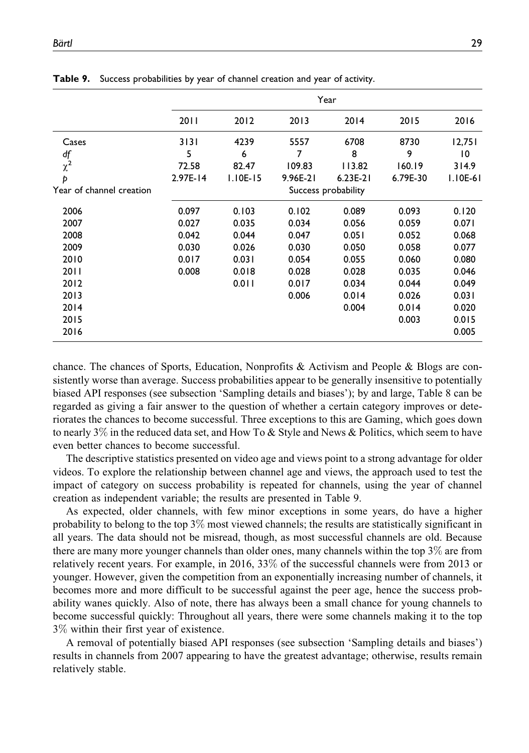**Table 9.** Success probabilities by year of channel creation and year of activity.

| | Year | | | | | |
|---|---|---|---|---|---|---|
| | 2011 | 2012 | 2013 | 2014 | 2015 | 2016 |
| Cases | 3131 | 4239 | 5557 | 6708 | 8730 | 12,751 |
| *df* | 5 | 6 | 7 | 8 | 9 | 10 |
| $\chi^2$ | 72.58 | 82.47 | 109.83 | 113.82 | 160.19 | 314.9 |
| *p* | 2.97E-14 | 1.10E-15 | 9.96E-21 | 6.23E-21 | 6.79E-30 | 1.10E-61 |
| Year of channel creation | Success probability | | | | | |
| 2006 | 0.097 | 0.103 | 0.102 | 0.089 | 0.093 | 0.120 |
| 2007 | 0.027 | 0.035 | 0.034 | 0.056 | 0.059 | 0.071 |
| 2008 | 0.042 | 0.044 | 0.047 | 0.051 | 0.052 | 0.068 |
| 2009 | 0.030 | 0.026 | 0.030 | 0.050 | 0.058 | 0.077 |
| 2010 | 0.017 | 0.031 | 0.054 | 0.055 | 0.060 | 0.080 |
| 2011 | 0.008 | 0.018 | 0.028 | 0.028 | 0.035 | 0.046 |
| 2012 | | 0.011 | 0.017 | 0.034 | 0.044 | 0.049 |
| 2013 | | | 0.006 | 0.014 | 0.026 | 0.031 |
| 2014 | | | | 0.004 | 0.014 | 0.020 |
| 2015 | | | | | 0.003 | 0.015 |
| 2016 | | | | | | 0.005 |

chance. The chances of Sports, Education, Nonprofits & Activism and People & Blogs are consistently worse than average. Success probabilities appear to be generally insensitive to potentially biased API responses (see subsection 'Sampling details and biases'); by and large, Table 8 can be regarded as giving a fair answer to the question of whether a certain category improves or deteriorates the chances to become successful. Three exceptions to this are Gaming, which goes down to nearly 3% in the reduced data set, and How To & Style and News & Politics, which seem to have even better chances to become successful.

The descriptive statistics presented on video age and views point to a strong advantage for older videos. To explore the relationship between channel age and views, the approach used to test the impact of category on success probability is repeated for channels, using the year of channel creation as independent variable; the results are presented in Table 9.

As expected, older channels, with few minor exceptions in some years, do have a higher probability to belong to the top 3% most viewed channels; the results are statistically significant in all years. The data should not be misread, though, as most successful channels are old. Because there are many more younger channels than older ones, many channels within the top 3% are from relatively recent years. For example, in 2016, 33% of the successful channels were from 2013 or younger. However, given the competition from an exponentially increasing number of channels, it becomes more and more difficult to be successful against the peer age, hence the success probability wanes quickly. Also of note, there has always been a small chance for young channels to become successful quickly: Throughout all years, there were some channels making it to the top 3% within their first year of existence.

A removal of potentially biased API responses (see subsection 'Sampling details and biases') results in channels from 2007 appearing to have the greatest advantage; otherwise, results remain relatively stable.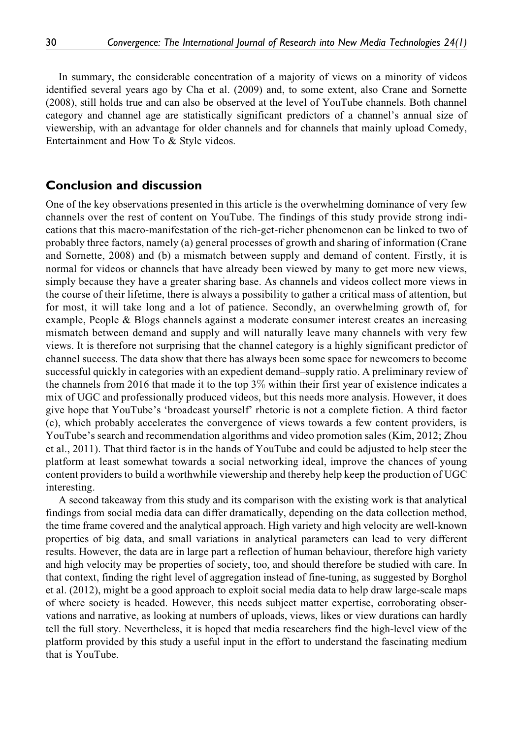In summary, the considerable concentration of a majority of views on a minority of videos identified several years ago by Cha et al. (2009) and, to some extent, also Crane and Sornette (2008), still holds true and can also be observed at the level of YouTube channels. Both channel category and channel age are statistically significant predictors of a channel's annual size of viewership, with an advantage for older channels and for channels that mainly upload Comedy, Entertainment and How To & Style videos.

## Conclusion and discussion

One of the key observations presented in this article is the overwhelming dominance of very few channels over the rest of content on YouTube. The findings of this study provide strong indications that this macro-manifestation of the rich-get-richer phenomenon can be linked to two of probably three factors, namely (a) general processes of growth and sharing of information (Crane and Sornette, 2008) and (b) a mismatch between supply and demand of content. Firstly, it is normal for videos or channels that have already been viewed by many to get more new views, simply because they have a greater sharing base. As channels and videos collect more views in the course of their lifetime, there is always a possibility to gather a critical mass of attention, but for most, it will take long and a lot of patience. Secondly, an overwhelming growth of, for example, People & Blogs channels against a moderate consumer interest creates an increasing mismatch between demand and supply and will naturally leave many channels with very few views. It is therefore not surprising that the channel category is a highly significant predictor of channel success. The data show that there has always been some space for newcomers to become successful quickly in categories with an expedient demand–supply ratio. A preliminary review of the channels from 2016 that made it to the top 3% within their first year of existence indicates a mix of UGC and professionally produced videos, but this needs more analysis. However, it does give hope that YouTube's 'broadcast yourself' rhetoric is not a complete fiction. A third factor (c), which probably accelerates the convergence of views towards a few content providers, is YouTube's search and recommendation algorithms and video promotion sales (Kim, 2012; Zhou et al., 2011). That third factor is in the hands of YouTube and could be adjusted to help steer the platform at least somewhat towards a social networking ideal, improve the chances of young content providers to build a worthwhile viewership and thereby help keep the production of UGC interesting.

A second takeaway from this study and its comparison with the existing work is that analytical findings from social media data can differ dramatically, depending on the data collection method, the time frame covered and the analytical approach. High variety and high velocity are well-known properties of big data, and small variations in analytical parameters can lead to very different results. However, the data are in large part a reflection of human behaviour, therefore high variety and high velocity may be properties of society, too, and should therefore be studied with care. In that context, finding the right level of aggregation instead of fine-tuning, as suggested by Borghol et al. (2012), might be a good approach to exploit social media data to help draw large-scale maps of where society is headed. However, this needs subject matter expertise, corroborating observations and narrative, as looking at numbers of uploads, views, likes or view durations can hardly tell the full story. Nevertheless, it is hoped that media researchers find the high-level view of the platform provided by this study a useful input in the effort to understand the fascinating medium that is YouTube.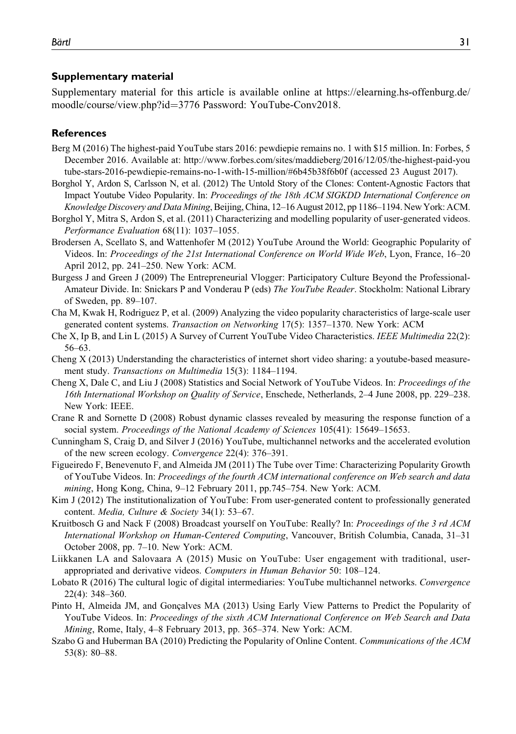## Supplementary material

Supplementary material for this article is available online at https://elearning.hs-offenburg.de/moodle/course/view.php?id=3776 Password: YouTube-Conv2018.

## References

Berg M (2016) The highest-paid YouTube stars 2016: pewdiepie remains no. 1 with $15 million. In: Forbes, 5 December 2016. Available at: http://www.forbes.com/sites/maddieberg/2016/12/05/the-highest-paid-youtube-stars-2016-pewdiepie-remains-no-1-with-15-million/#6b45b38f6b0f (accessed 23 August 2017).

Borghol Y, Ardon S, Carlsson N, et al. (2012) The Untold Story of the Clones: Content-Agnostic Factors that Impact Youtube Video Popularity. In: *Proceedings of the 18th ACM SIGKDD International Conference on Knowledge Discovery and Data Mining*, Beijing, China, 12–16 August 2012, pp 1186–1194. New York: ACM.

Borghol Y, Mitra S, Ardon S, et al. (2011) Characterizing and modelling popularity of user-generated videos. *Performance Evaluation* 68(11): 1037–1055.

Brodersen A, Scellato S, and Wattenhofer M (2012) YouTube Around the World: Geographic Popularity of Videos. In: *Proceedings of the 21st International Conference on World Wide Web*, Lyon, France, 16–20 April 2012, pp. 241–250. New York: ACM.

Burgess J and Green J (2009) The Entrepreneurial Vlogger: Participatory Culture Beyond the Professional-Amateur Divide. In: Snickars P and Vonderau P (eds) *The YouTube Reader*. Stockholm: National Library of Sweden, pp. 89–107.

Cha M, Kwak H, Rodriguez P, et al. (2009) Analyzing the video popularity characteristics of large-scale user generated content systems. *Transaction on Networking* 17(5): 1357–1370. New York: ACM

Che X, Ip B, and Lin L (2015) A Survey of Current YouTube Video Characteristics. *IEEE Multimedia* 22(2): 56–63.

Cheng X (2013) Understanding the characteristics of internet short video sharing: a youtube-based measurement study. *Transactions on Multimedia* 15(3): 1184–1194.

Cheng X, Dale C, and Liu J (2008) Statistics and Social Network of YouTube Videos. In: *Proceedings of the 16th International Workshop on Quality of Service*, Enschede, Netherlands, 2–4 June 2008, pp. 229–238. New York: IEEE.

Crane R and Sornette D (2008) Robust dynamic classes revealed by measuring the response function of a social system. *Proceedings of the National Academy of Sciences* 105(41): 15649–15653.

Cunningham S, Craig D, and Silver J (2016) YouTube, multichannel networks and the accelerated evolution of the new screen ecology. *Convergence* 22(4): 376–391.

Figueiredo F, Benevenuto F, and Almeida JM (2011) The Tube over Time: Characterizing Popularity Growth of YouTube Videos. In: *Proceedings of the fourth ACM international conference on Web search and data mining*, Hong Kong, China, 9–12 February 2011, pp.745–754. New York: ACM.

Kim J (2012) The institutionalization of YouTube: From user-generated content to professionally generated content. *Media, Culture & Society* 34(1): 53–67.

Kruitbosch G and Nack F (2008) Broadcast yourself on YouTube: Really? In: *Proceedings of the 3 rd ACM International Workshop on Human-Centered Computing*, Vancouver, British Columbia, Canada, 31–31 October 2008, pp. 7–10. New York: ACM.

Liikkanen LA and Salovaara A (2015) Music on YouTube: User engagement with traditional, user-appropriated and derivative videos. *Computers in Human Behavior* 50: 108–124.

Lobato R (2016) The cultural logic of digital intermediaries: YouTube multichannel networks. *Convergence* 22(4): 348–360.

Pinto H, Almeida JM, and Gonçalves MA (2013) Using Early View Patterns to Predict the Popularity of YouTube Videos. In: *Proceedings of the sixth ACM International Conference on Web Search and Data Mining*, Rome, Italy, 4–8 February 2013, pp. 365–374. New York: ACM.

Szabo G and Huberman BA (2010) Predicting the Popularity of Online Content. *Communications of the ACM* 53(8): 80–88.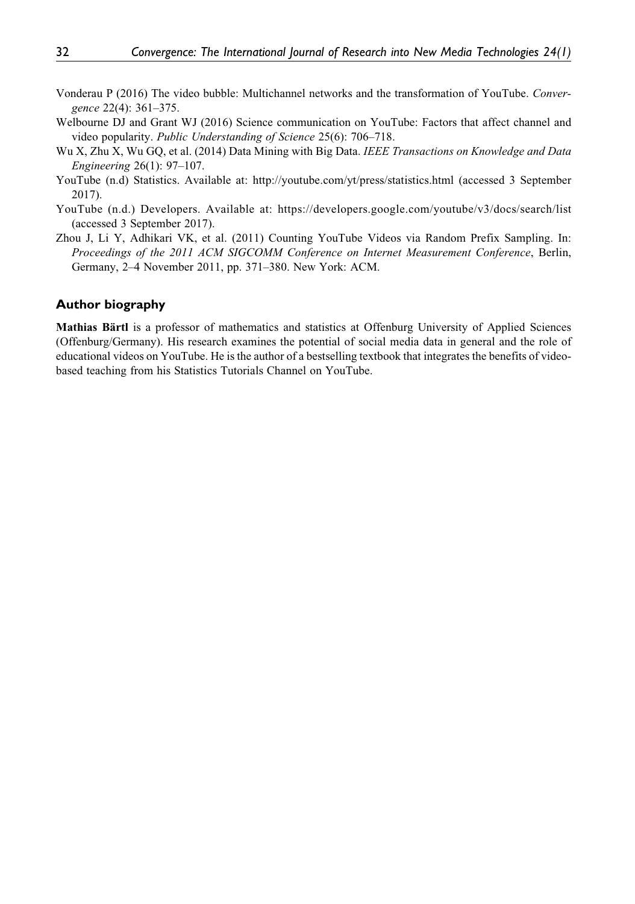Vonderau P (2016) The video bubble: Multichannel networks and the transformation of YouTube. *Convergence* 22(4): 361–375.

Welbourne DJ and Grant WJ (2016) Science communication on YouTube: Factors that affect channel and video popularity. *Public Understanding of Science* 25(6): 706–718.

Wu X, Zhu X, Wu GQ, et al. (2014) Data Mining with Big Data. *IEEE Transactions on Knowledge and Data Engineering* 26(1): 97–107.

YouTube (n.d) Statistics. Available at: http://youtube.com/yt/press/statistics.html (accessed 3 September 2017).

YouTube (n.d.) Developers. Available at: https://developers.google.com/youtube/v3/docs/search/list (accessed 3 September 2017).

Zhou J, Li Y, Adhikari VK, et al. (2011) Counting YouTube Videos via Random Prefix Sampling. In: *Proceedings of the 2011 ACM SIGCOMM Conference on Internet Measurement Conference*, Berlin, Germany, 2–4 November 2011, pp. 371–380. New York: ACM.

## Author biography

**Mathias Bärtl** is a professor of mathematics and statistics at Offenburg University of Applied Sciences (Offenburg/Germany). His research examines the potential of social media data in general and the role of educational videos on YouTube. He is the author of a bestselling textbook that integrates the benefits of video-based teaching from his Statistics Tutorials Channel on YouTube.